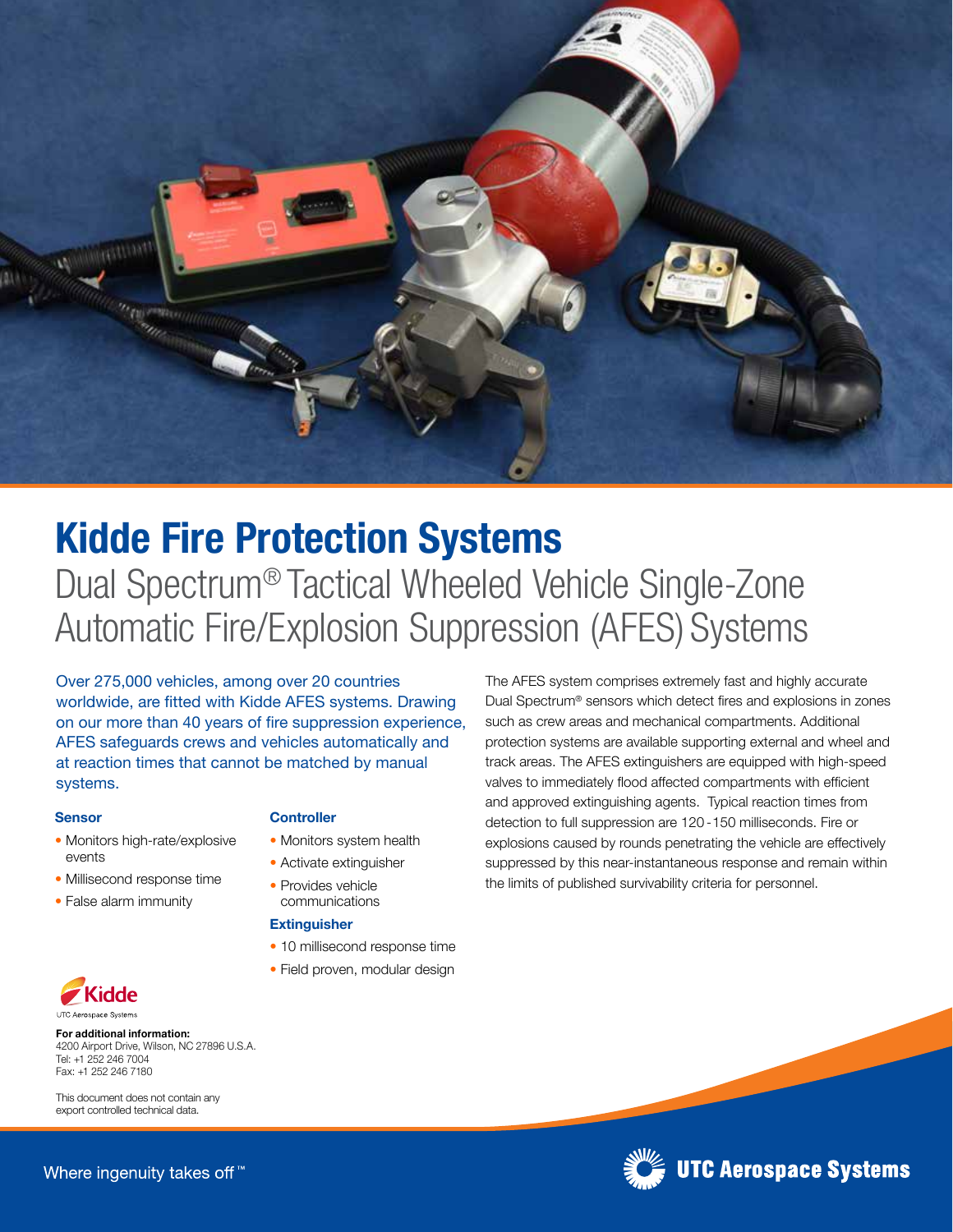# Kidde Fire Protection Systems

## Dual Spectrum® Tactical Wheeled Vehicle Single-Zone Automatic Fire/Explosion Suppression (AFES) Systems

Over 275,000 vehicles, among over 20 countries worldwide, are fitted with Kidde AFES systems. Drawing on our more than 40 years of fire suppression experience, AFES safeguards crews and vehicles automatically and at reaction times that cannot be matched by manual systems.

### Sensor

- Monitors high-rate/explosive events
- Millisecond response time
- False alarm immunity

### Controller

- Monitors system health
- Activate extinguisher
- Provides vehicle communications

### Extinguisher

- 10 millisecond response time
- Field proven, modular design

The AFES system comprises extremely fast and highly accurate Dual Spectrum® sensors which detect fires and explosions in zones such as crew areas and mechanical compartments. Additional protection systems are available supporting external and wheel and track areas. The AFES extinguishers are equipped with high-speed valves to immediately flood affected compartments with efficient and approved extinguishing agents. Typical reaction times from detection to full suppression are 120-150 milliseconds. Fire or explosions caused by rounds penetrating the vehicle are effectively suppressed by this near-instantaneous response and remain within the limits of published survivability criteria for personnel.

Kidde
UTC Aerospace Systems

**For additional information:**
4200 Airport Drive, Wilson, NC 27896 U.S.A.
Tel: +1 252 246 7004
Fax: +1 252 246 7180

This document does not contain any export controlled technical data.

Where ingenuity takes off™

UTC Aerospace Systems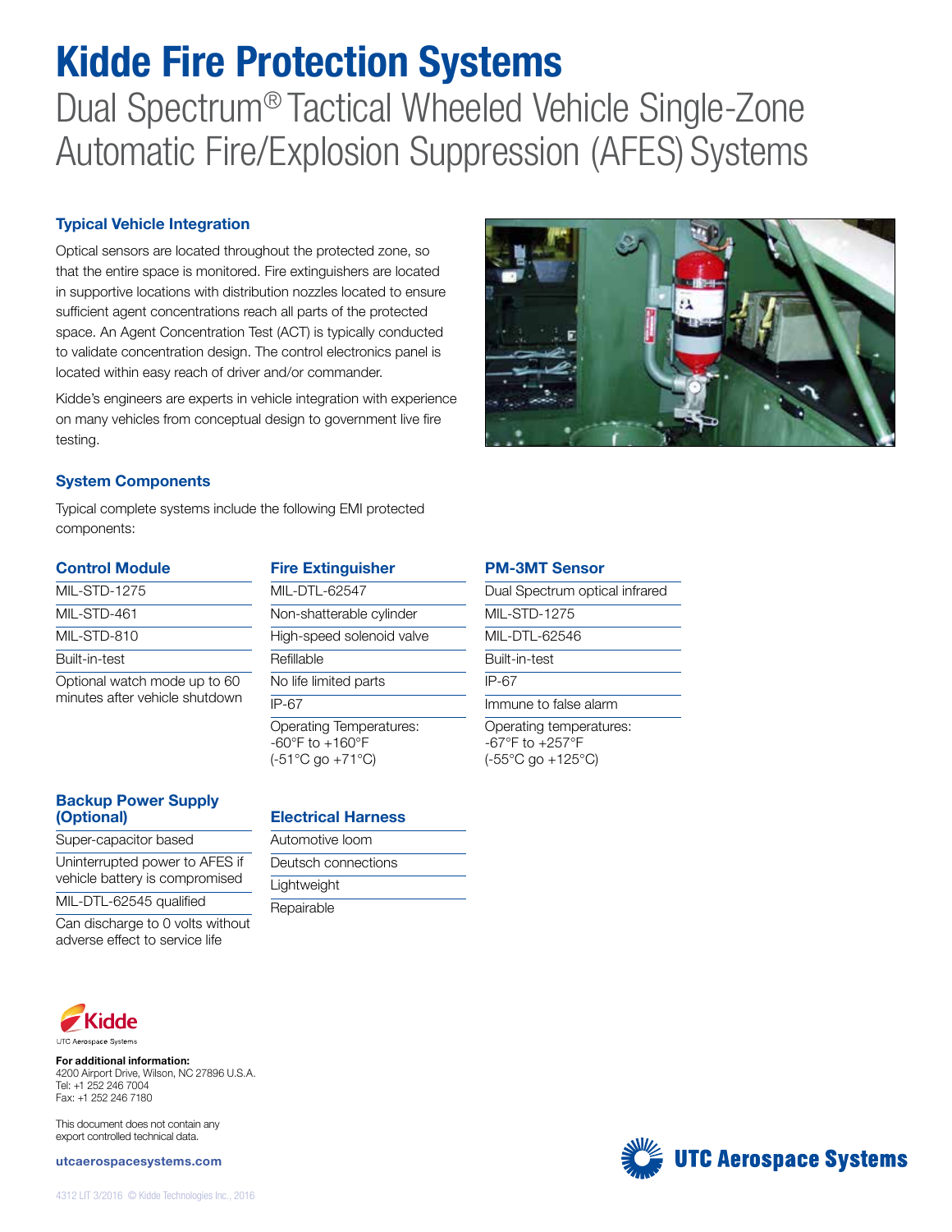# Kidde Fire Protection Systems

## Dual Spectrum® Tactical Wheeled Vehicle Single-Zone Automatic Fire/Explosion Suppression (AFES) Systems

### Typical Vehicle Integration

Optical sensors are located throughout the protected zone, so that the entire space is monitored. Fire extinguishers are located in supportive locations with distribution nozzles located to ensure sufficient agent concentrations reach all parts of the protected space. An Agent Concentration Test (ACT) is typically conducted to validate concentration design. The control electronics panel is located within easy reach of driver and/or commander.

Kidde's engineers are experts in vehicle integration with experience on many vehicles from conceptual design to government live fire testing.

### System Components

Typical complete systems include the following EMI protected components:

#### Control Module

- MIL-STD-1275
- MIL-STD-461
- MIL-STD-810
- Built-in-test
- Optional watch mode up to 60 minutes after vehicle shutdown

#### Fire Extinguisher

- MIL-DTL-62547
- Non-shatterable cylinder
- High-speed solenoid valve
- Refillable
- No life limited parts
- IP-67
- Operating Temperatures: -60°F to +160°F (-51°C go +71°C)

#### PM-3MT Sensor

- Dual Spectrum optical infrared
- MIL-STD-1275
- MIL-DTL-62546
- Built-in-test
- IP-67
- Immune to false alarm
- Operating temperatures: -67°F to +257°F (-55°C go +125°C)

#### Backup Power Supply (Optional)

- Super-capacitor based
- Uninterrupted power to AFES if vehicle battery is compromised
- MIL-DTL-62545 qualified
- Can discharge to 0 volts without adverse effect to service life

#### Electrical Harness

- Automotive loom
- Deutsch connections
- Lightweight
- Repairable

Kidde

UTC Aerospace Systems

**For additional information:**
4200 Airport Drive, Wilson, NC 27896 U.S.A.
Tel: +1 252 246 7004
Fax: +1 252 246 7180

This document does not contain any export controlled technical data.

**utcaerospacesystems.com**

4312 LIT 3/2016 © Kidde Technologies Inc., 2016

UTC Aerospace Systems